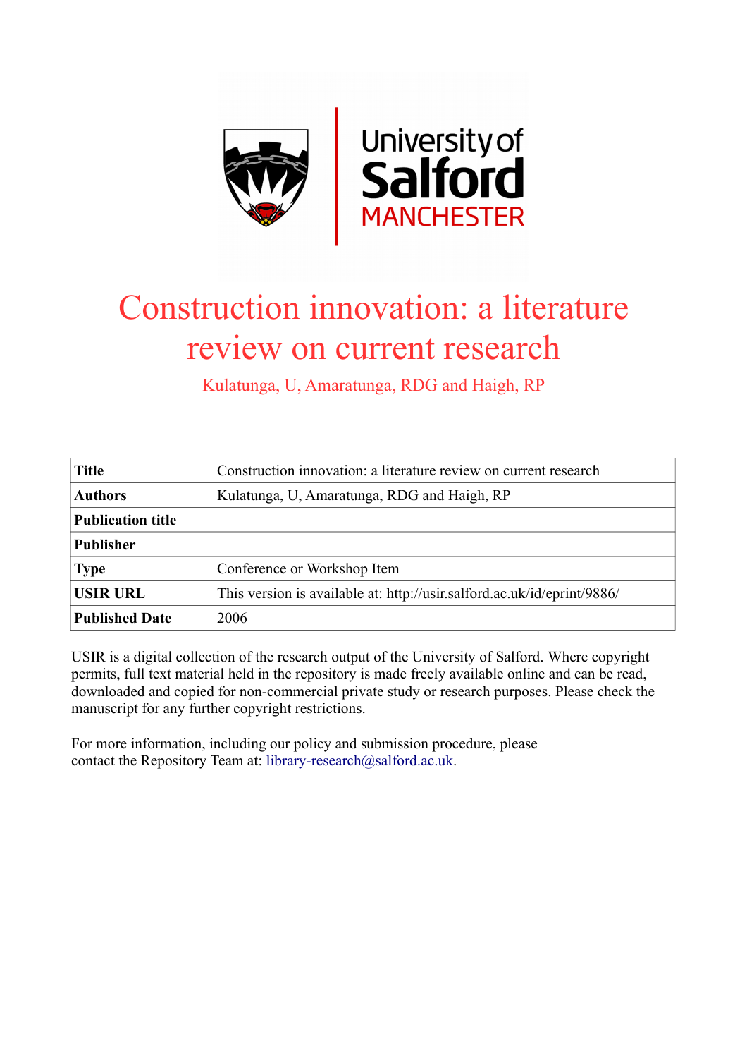# Construction innovation: a literature review on current research

Kulatunga, U, Amaratunga, RDG and Haigh, RP

| **Title** | Construction innovation: a literature review on current research |
|---|---|
| **Authors** | Kulatunga, U, Amaratunga, RDG and Haigh, RP |
| **Publication title** | |
| **Publisher** | |
| **Type** | Conference or Workshop Item |
| **USIR URL** | This version is available at: http://usir.salford.ac.uk/id/eprint/9886/ |
| **Published Date** | 2006 |

USIR is a digital collection of the research output of the University of Salford. Where copyright permits, full text material held in the repository is made freely available online and can be read, downloaded and copied for non-commercial private study or research purposes. Please check the manuscript for any further copyright restrictions.

For more information, including our policy and submission procedure, please contact the Repository Team at: library-research@salford.ac.uk.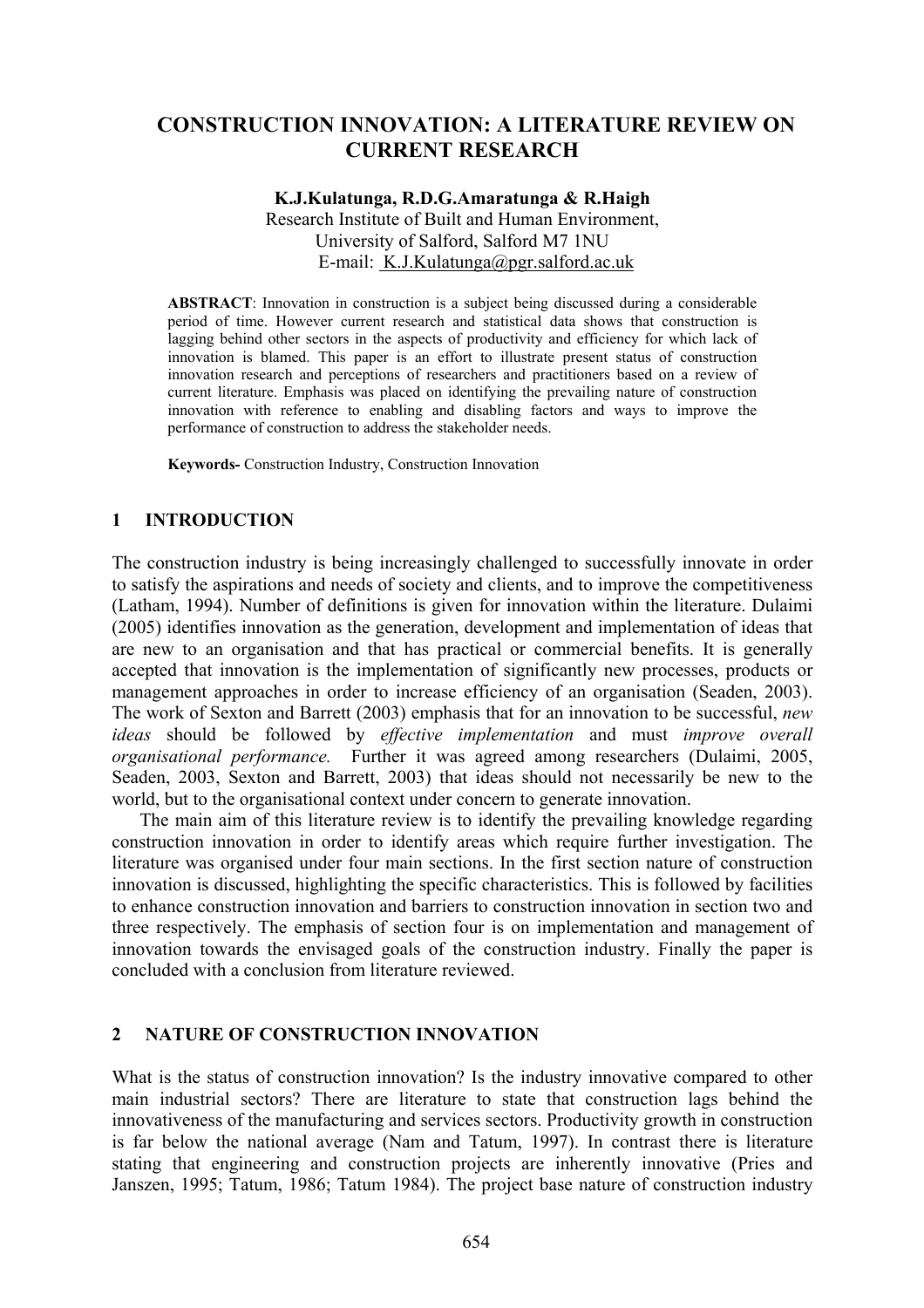# CONSTRUCTION INNOVATION: A LITERATURE REVIEW ON CURRENT RESEARCH

**K.J.Kulatunga, R.D.G.Amaratunga & R.Haigh**
Research Institute of Built and Human Environment,
University of Salford, Salford M7 1NU
E-mail: K.J.Kulatunga@pgr.salford.ac.uk

**ABSTRACT**: Innovation in construction is a subject being discussed during a considerable period of time. However current research and statistical data shows that construction is lagging behind other sectors in the aspects of productivity and efficiency for which lack of innovation is blamed. This paper is an effort to illustrate present status of construction innovation research and perceptions of researchers and practitioners based on a review of current literature. Emphasis was placed on identifying the prevailing nature of construction innovation with reference to enabling and disabling factors and ways to improve the performance of construction to address the stakeholder needs.

**Keywords-** Construction Industry, Construction Innovation

## 1 INTRODUCTION

The construction industry is being increasingly challenged to successfully innovate in order to satisfy the aspirations and needs of society and clients, and to improve the competitiveness (Latham, 1994). Number of definitions is given for innovation within the literature. Dulaimi (2005) identifies innovation as the generation, development and implementation of ideas that are new to an organisation and that has practical or commercial benefits. It is generally accepted that innovation is the implementation of significantly new processes, products or management approaches in order to increase efficiency of an organisation (Seaden, 2003). The work of Sexton and Barrett (2003) emphasis that for an innovation to be successful, *new ideas* should be followed by *effective implementation* and must *improve overall organisational performance.* Further it was agreed among researchers (Dulaimi, 2005, Seaden, 2003, Sexton and Barrett, 2003) that ideas should not necessarily be new to the world, but to the organisational context under concern to generate innovation.

The main aim of this literature review is to identify the prevailing knowledge regarding construction innovation in order to identify areas which require further investigation. The literature was organised under four main sections. In the first section nature of construction innovation is discussed, highlighting the specific characteristics. This is followed by facilities to enhance construction innovation and barriers to construction innovation in section two and three respectively. The emphasis of section four is on implementation and management of innovation towards the envisaged goals of the construction industry. Finally the paper is concluded with a conclusion from literature reviewed.

## 2 NATURE OF CONSTRUCTION INNOVATION

What is the status of construction innovation? Is the industry innovative compared to other main industrial sectors? There are literature to state that construction lags behind the innovativeness of the manufacturing and services sectors. Productivity growth in construction is far below the national average (Nam and Tatum, 1997). In contrast there is literature stating that engineering and construction projects are inherently innovative (Pries and Janszen, 1995; Tatum, 1986; Tatum 1984). The project base nature of construction industry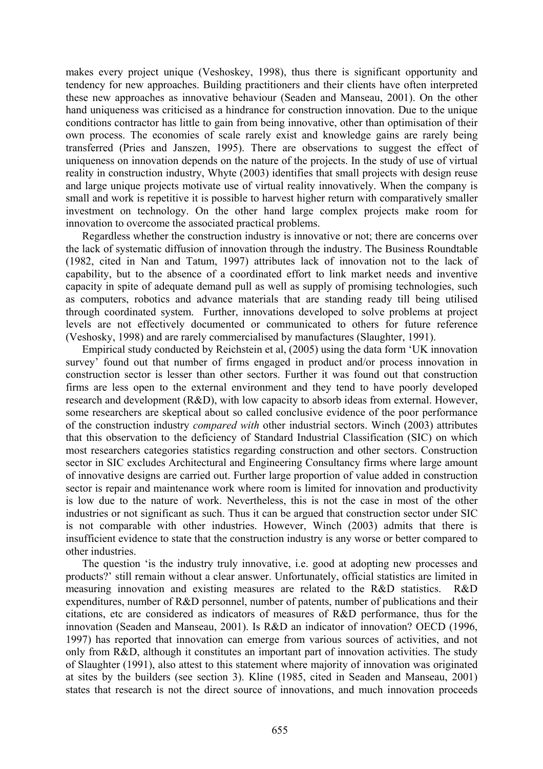makes every project unique (Veshoskey, 1998), thus there is significant opportunity and tendency for new approaches. Building practitioners and their clients have often interpreted these new approaches as innovative behaviour (Seaden and Manseau, 2001). On the other hand uniqueness was criticised as a hindrance for construction innovation. Due to the unique conditions contractor has little to gain from being innovative, other than optimisation of their own process. The economies of scale rarely exist and knowledge gains are rarely being transferred (Pries and Janszen, 1995). There are observations to suggest the effect of uniqueness on innovation depends on the nature of the projects. In the study of use of virtual reality in construction industry, Whyte (2003) identifies that small projects with design reuse and large unique projects motivate use of virtual reality innovatively. When the company is small and work is repetitive it is possible to harvest higher return with comparatively smaller investment on technology. On the other hand large complex projects make room for innovation to overcome the associated practical problems.

Regardless whether the construction industry is innovative or not; there are concerns over the lack of systematic diffusion of innovation through the industry. The Business Roundtable (1982, cited in Nan and Tatum, 1997) attributes lack of innovation not to the lack of capability, but to the absence of a coordinated effort to link market needs and inventive capacity in spite of adequate demand pull as well as supply of promising technologies, such as computers, robotics and advance materials that are standing ready till being utilised through coordinated system. Further, innovations developed to solve problems at project levels are not effectively documented or communicated to others for future reference (Veshosky, 1998) and are rarely commercialised by manufactures (Slaughter, 1991).

Empirical study conducted by Reichstein et al, (2005) using the data form 'UK innovation survey' found out that number of firms engaged in product and/or process innovation in construction sector is lesser than other sectors. Further it was found out that construction firms are less open to the external environment and they tend to have poorly developed research and development (R&D), with low capacity to absorb ideas from external. However, some researchers are skeptical about so called conclusive evidence of the poor performance of the construction industry *compared with* other industrial sectors. Winch (2003) attributes that this observation to the deficiency of Standard Industrial Classification (SIC) on which most researchers categories statistics regarding construction and other sectors. Construction sector in SIC excludes Architectural and Engineering Consultancy firms where large amount of innovative designs are carried out. Further large proportion of value added in construction sector is repair and maintenance work where room is limited for innovation and productivity is low due to the nature of work. Nevertheless, this is not the case in most of the other industries or not significant as such. Thus it can be argued that construction sector under SIC is not comparable with other industries. However, Winch (2003) admits that there is insufficient evidence to state that the construction industry is any worse or better compared to other industries.

The question 'is the industry truly innovative, i.e. good at adopting new processes and products?' still remain without a clear answer. Unfortunately, official statistics are limited in measuring innovation and existing measures are related to the R&D statistics. R&D expenditures, number of R&D personnel, number of patents, number of publications and their citations, etc are considered as indicators of measures of R&D performance, thus for the innovation (Seaden and Manseau, 2001). Is R&D an indicator of innovation? OECD (1996, 1997) has reported that innovation can emerge from various sources of activities, and not only from R&D, although it constitutes an important part of innovation activities. The study of Slaughter (1991), also attest to this statement where majority of innovation was originated at sites by the builders (see section 3). Kline (1985, cited in Seaden and Manseau, 2001) states that research is not the direct source of innovations, and much innovation proceeds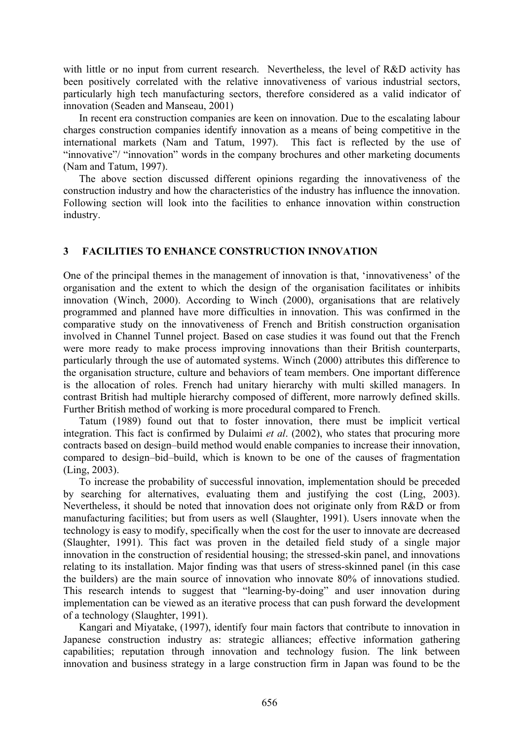with little or no input from current research. Nevertheless, the level of R&D activity has been positively correlated with the relative innovativeness of various industrial sectors, particularly high tech manufacturing sectors, therefore considered as a valid indicator of innovation (Seaden and Manseau, 2001)

In recent era construction companies are keen on innovation. Due to the escalating labour charges construction companies identify innovation as a means of being competitive in the international markets (Nam and Tatum, 1997). This fact is reflected by the use of "innovative"/ "innovation" words in the company brochures and other marketing documents (Nam and Tatum, 1997).

The above section discussed different opinions regarding the innovativeness of the construction industry and how the characteristics of the industry has influence the innovation. Following section will look into the facilities to enhance innovation within construction industry.

## 3 FACILITIES TO ENHANCE CONSTRUCTION INNOVATION

One of the principal themes in the management of innovation is that, 'innovativeness' of the organisation and the extent to which the design of the organisation facilitates or inhibits innovation (Winch, 2000). According to Winch (2000), organisations that are relatively programmed and planned have more difficulties in innovation. This was confirmed in the comparative study on the innovativeness of French and British construction organisation involved in Channel Tunnel project. Based on case studies it was found out that the French were more ready to make process improving innovations than their British counterparts, particularly through the use of automated systems. Winch (2000) attributes this difference to the organisation structure, culture and behaviors of team members. One important difference is the allocation of roles. French had unitary hierarchy with multi skilled managers. In contrast British had multiple hierarchy composed of different, more narrowly defined skills. Further British method of working is more procedural compared to French.

Tatum (1989) found out that to foster innovation, there must be implicit vertical integration. This fact is confirmed by Dulaimi *et al*. (2002), who states that procuring more contracts based on design–build method would enable companies to increase their innovation, compared to design–bid–build, which is known to be one of the causes of fragmentation (Ling, 2003).

To increase the probability of successful innovation, implementation should be preceded by searching for alternatives, evaluating them and justifying the cost (Ling, 2003). Nevertheless, it should be noted that innovation does not originate only from R&D or from manufacturing facilities; but from users as well (Slaughter, 1991). Users innovate when the technology is easy to modify, specifically when the cost for the user to innovate are decreased (Slaughter, 1991). This fact was proven in the detailed field study of a single major innovation in the construction of residential housing; the stressed-skin panel, and innovations relating to its installation. Major finding was that users of stress-skinned panel (in this case the builders) are the main source of innovation who innovate 80% of innovations studied. This research intends to suggest that "learning-by-doing" and user innovation during implementation can be viewed as an iterative process that can push forward the development of a technology (Slaughter, 1991).

Kangari and Miyatake, (1997), identify four main factors that contribute to innovation in Japanese construction industry as: strategic alliances; effective information gathering capabilities; reputation through innovation and technology fusion. The link between innovation and business strategy in a large construction firm in Japan was found to be the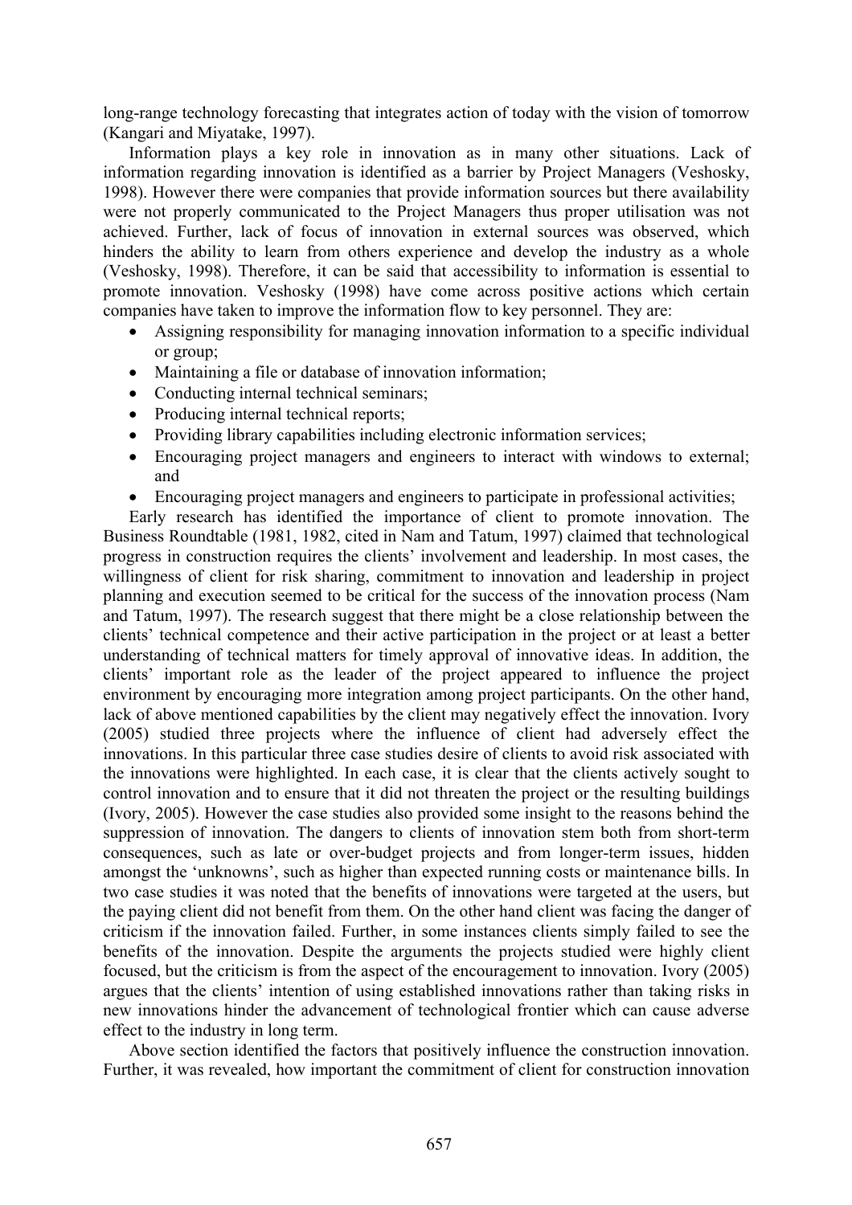long-range technology forecasting that integrates action of today with the vision of tomorrow (Kangari and Miyatake, 1997).

Information plays a key role in innovation as in many other situations. Lack of information regarding innovation is identified as a barrier by Project Managers (Veshosky, 1998). However there were companies that provide information sources but there availability were not properly communicated to the Project Managers thus proper utilisation was not achieved. Further, lack of focus of innovation in external sources was observed, which hinders the ability to learn from others experience and develop the industry as a whole (Veshosky, 1998). Therefore, it can be said that accessibility to information is essential to promote innovation. Veshosky (1998) have come across positive actions which certain companies have taken to improve the information flow to key personnel. They are:

- Assigning responsibility for managing innovation information to a specific individual or group;
- Maintaining a file or database of innovation information;
- Conducting internal technical seminars;
- Producing internal technical reports;
- Providing library capabilities including electronic information services;
- Encouraging project managers and engineers to interact with windows to external; and
- Encouraging project managers and engineers to participate in professional activities;

Early research has identified the importance of client to promote innovation. The Business Roundtable (1981, 1982, cited in Nam and Tatum, 1997) claimed that technological progress in construction requires the clients' involvement and leadership. In most cases, the willingness of client for risk sharing, commitment to innovation and leadership in project planning and execution seemed to be critical for the success of the innovation process (Nam and Tatum, 1997). The research suggest that there might be a close relationship between the clients' technical competence and their active participation in the project or at least a better understanding of technical matters for timely approval of innovative ideas. In addition, the clients' important role as the leader of the project appeared to influence the project environment by encouraging more integration among project participants. On the other hand, lack of above mentioned capabilities by the client may negatively effect the innovation. Ivory (2005) studied three projects where the influence of client had adversely effect the innovations. In this particular three case studies desire of clients to avoid risk associated with the innovations were highlighted. In each case, it is clear that the clients actively sought to control innovation and to ensure that it did not threaten the project or the resulting buildings (Ivory, 2005). However the case studies also provided some insight to the reasons behind the suppression of innovation. The dangers to clients of innovation stem both from short-term consequences, such as late or over-budget projects and from longer-term issues, hidden amongst the 'unknowns', such as higher than expected running costs or maintenance bills. In two case studies it was noted that the benefits of innovations were targeted at the users, but the paying client did not benefit from them. On the other hand client was facing the danger of criticism if the innovation failed. Further, in some instances clients simply failed to see the benefits of the innovation. Despite the arguments the projects studied were highly client focused, but the criticism is from the aspect of the encouragement to innovation. Ivory (2005) argues that the clients' intention of using established innovations rather than taking risks in new innovations hinder the advancement of technological frontier which can cause adverse effect to the industry in long term.

Above section identified the factors that positively influence the construction innovation. Further, it was revealed, how important the commitment of client for construction innovation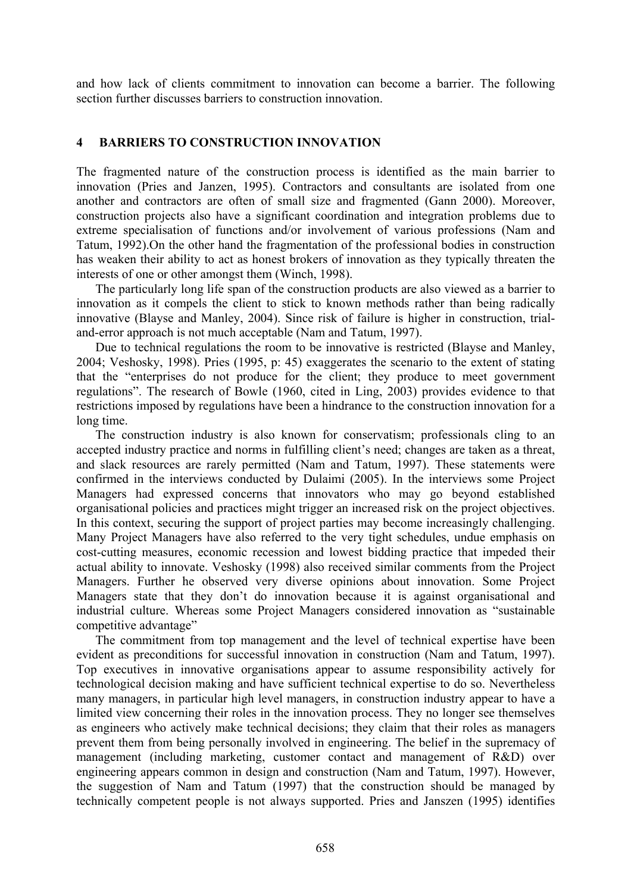and how lack of clients commitment to innovation can become a barrier. The following section further discusses barriers to construction innovation.

## 4 BARRIERS TO CONSTRUCTION INNOVATION

The fragmented nature of the construction process is identified as the main barrier to innovation (Pries and Janzen, 1995). Contractors and consultants are isolated from one another and contractors are often of small size and fragmented (Gann 2000). Moreover, construction projects also have a significant coordination and integration problems due to extreme specialisation of functions and/or involvement of various professions (Nam and Tatum, 1992).On the other hand the fragmentation of the professional bodies in construction has weaken their ability to act as honest brokers of innovation as they typically threaten the interests of one or other amongst them (Winch, 1998).

The particularly long life span of the construction products are also viewed as a barrier to innovation as it compels the client to stick to known methods rather than being radically innovative (Blayse and Manley, 2004). Since risk of failure is higher in construction, trial-and-error approach is not much acceptable (Nam and Tatum, 1997).

Due to technical regulations the room to be innovative is restricted (Blayse and Manley, 2004; Veshosky, 1998). Pries (1995, p: 45) exaggerates the scenario to the extent of stating that the "enterprises do not produce for the client; they produce to meet government regulations". The research of Bowle (1960, cited in Ling, 2003) provides evidence to that restrictions imposed by regulations have been a hindrance to the construction innovation for a long time.

The construction industry is also known for conservatism; professionals cling to an accepted industry practice and norms in fulfilling client's need; changes are taken as a threat, and slack resources are rarely permitted (Nam and Tatum, 1997). These statements were confirmed in the interviews conducted by Dulaimi (2005). In the interviews some Project Managers had expressed concerns that innovators who may go beyond established organisational policies and practices might trigger an increased risk on the project objectives. In this context, securing the support of project parties may become increasingly challenging. Many Project Managers have also referred to the very tight schedules, undue emphasis on cost-cutting measures, economic recession and lowest bidding practice that impeded their actual ability to innovate. Veshosky (1998) also received similar comments from the Project Managers. Further he observed very diverse opinions about innovation. Some Project Managers state that they don't do innovation because it is against organisational and industrial culture. Whereas some Project Managers considered innovation as "sustainable competitive advantage"

The commitment from top management and the level of technical expertise have been evident as preconditions for successful innovation in construction (Nam and Tatum, 1997). Top executives in innovative organisations appear to assume responsibility actively for technological decision making and have sufficient technical expertise to do so. Nevertheless many managers, in particular high level managers, in construction industry appear to have a limited view concerning their roles in the innovation process. They no longer see themselves as engineers who actively make technical decisions; they claim that their roles as managers prevent them from being personally involved in engineering. The belief in the supremacy of management (including marketing, customer contact and management of R&D) over engineering appears common in design and construction (Nam and Tatum, 1997). However, the suggestion of Nam and Tatum (1997) that the construction should be managed by technically competent people is not always supported. Pries and Janszen (1995) identifies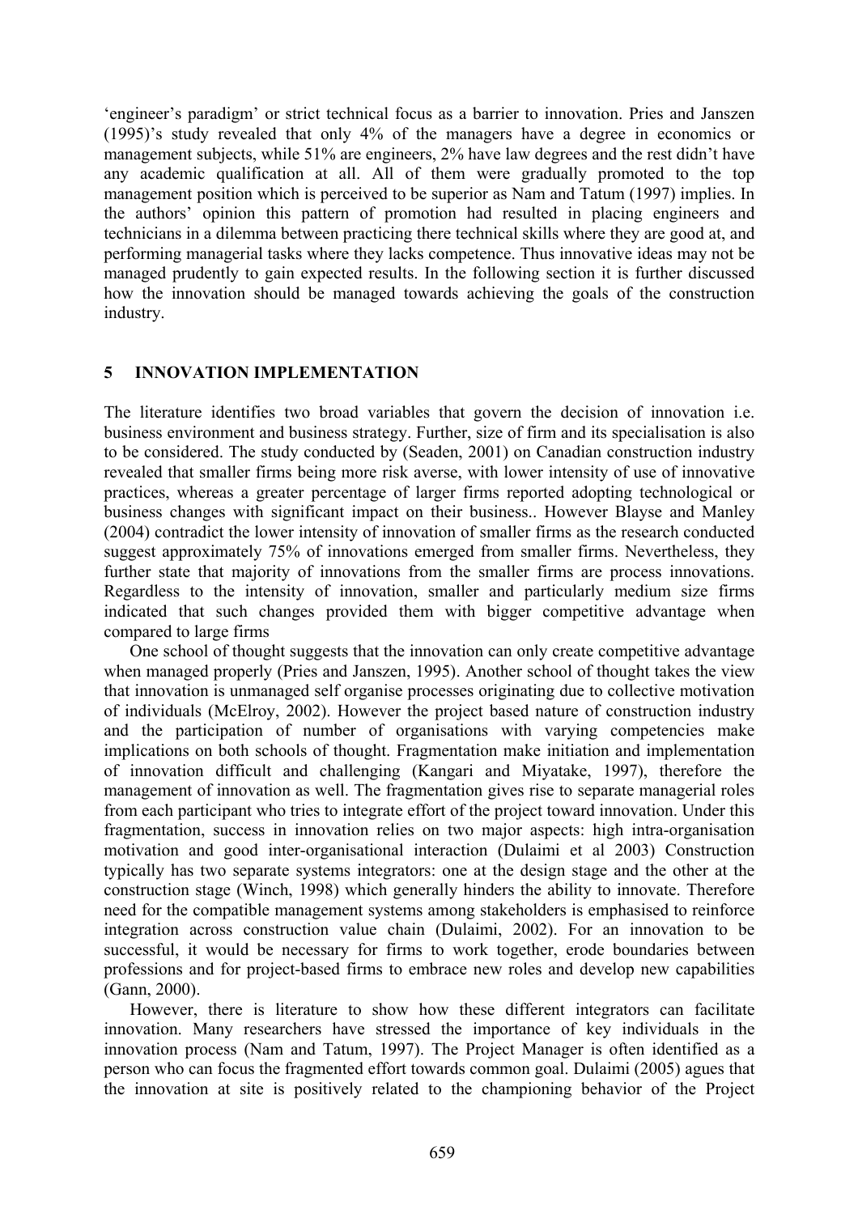'engineer's paradigm' or strict technical focus as a barrier to innovation. Pries and Janszen (1995)'s study revealed that only 4% of the managers have a degree in economics or management subjects, while 51% are engineers, 2% have law degrees and the rest didn't have any academic qualification at all. All of them were gradually promoted to the top management position which is perceived to be superior as Nam and Tatum (1997) implies. In the authors' opinion this pattern of promotion had resulted in placing engineers and technicians in a dilemma between practicing there technical skills where they are good at, and performing managerial tasks where they lacks competence. Thus innovative ideas may not be managed prudently to gain expected results. In the following section it is further discussed how the innovation should be managed towards achieving the goals of the construction industry.

## 5 INNOVATION IMPLEMENTATION

The literature identifies two broad variables that govern the decision of innovation i.e. business environment and business strategy. Further, size of firm and its specialisation is also to be considered. The study conducted by (Seaden, 2001) on Canadian construction industry revealed that smaller firms being more risk averse, with lower intensity of use of innovative practices, whereas a greater percentage of larger firms reported adopting technological or business changes with significant impact on their business.. However Blayse and Manley (2004) contradict the lower intensity of innovation of smaller firms as the research conducted suggest approximately 75% of innovations emerged from smaller firms. Nevertheless, they further state that majority of innovations from the smaller firms are process innovations. Regardless to the intensity of innovation, smaller and particularly medium size firms indicated that such changes provided them with bigger competitive advantage when compared to large firms

One school of thought suggests that the innovation can only create competitive advantage when managed properly (Pries and Janszen, 1995). Another school of thought takes the view that innovation is unmanaged self organise processes originating due to collective motivation of individuals (McElroy, 2002). However the project based nature of construction industry and the participation of number of organisations with varying competencies make implications on both schools of thought. Fragmentation make initiation and implementation of innovation difficult and challenging (Kangari and Miyatake, 1997), therefore the management of innovation as well. The fragmentation gives rise to separate managerial roles from each participant who tries to integrate effort of the project toward innovation. Under this fragmentation, success in innovation relies on two major aspects: high intra-organisation motivation and good inter-organisational interaction (Dulaimi et al 2003) Construction typically has two separate systems integrators: one at the design stage and the other at the construction stage (Winch, 1998) which generally hinders the ability to innovate. Therefore need for the compatible management systems among stakeholders is emphasised to reinforce integration across construction value chain (Dulaimi, 2002). For an innovation to be successful, it would be necessary for firms to work together, erode boundaries between professions and for project-based firms to embrace new roles and develop new capabilities (Gann, 2000).

However, there is literature to show how these different integrators can facilitate innovation. Many researchers have stressed the importance of key individuals in the innovation process (Nam and Tatum, 1997). The Project Manager is often identified as a person who can focus the fragmented effort towards common goal. Dulaimi (2005) agues that the innovation at site is positively related to the championing behavior of the Project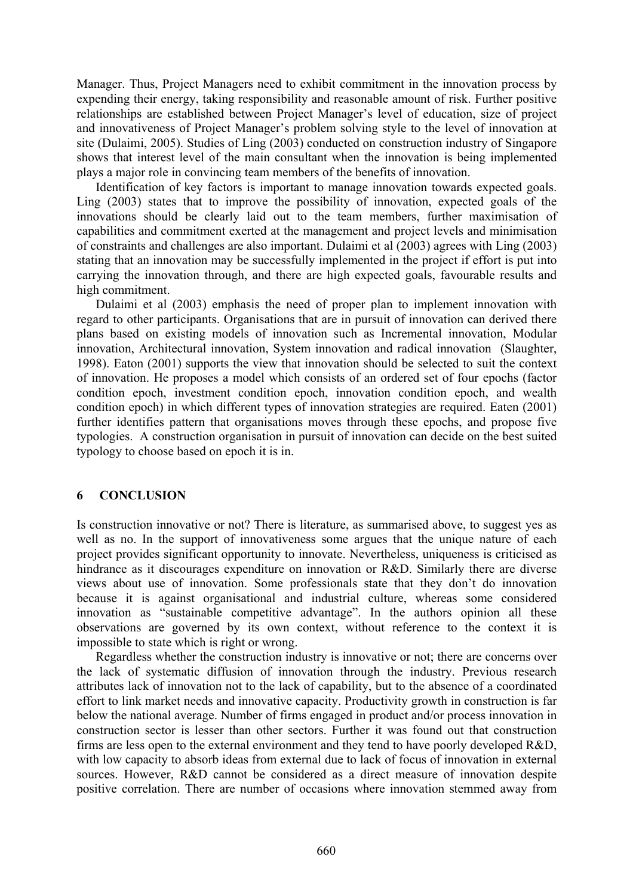Manager. Thus, Project Managers need to exhibit commitment in the innovation process by expending their energy, taking responsibility and reasonable amount of risk. Further positive relationships are established between Project Manager's level of education, size of project and innovativeness of Project Manager's problem solving style to the level of innovation at site (Dulaimi, 2005). Studies of Ling (2003) conducted on construction industry of Singapore shows that interest level of the main consultant when the innovation is being implemented plays a major role in convincing team members of the benefits of innovation.

Identification of key factors is important to manage innovation towards expected goals. Ling (2003) states that to improve the possibility of innovation, expected goals of the innovations should be clearly laid out to the team members, further maximisation of capabilities and commitment exerted at the management and project levels and minimisation of constraints and challenges are also important. Dulaimi et al (2003) agrees with Ling (2003) stating that an innovation may be successfully implemented in the project if effort is put into carrying the innovation through, and there are high expected goals, favourable results and high commitment.

Dulaimi et al (2003) emphasis the need of proper plan to implement innovation with regard to other participants. Organisations that are in pursuit of innovation can derived there plans based on existing models of innovation such as Incremental innovation, Modular innovation, Architectural innovation, System innovation and radical innovation (Slaughter, 1998). Eaton (2001) supports the view that innovation should be selected to suit the context of innovation. He proposes a model which consists of an ordered set of four epochs (factor condition epoch, investment condition epoch, innovation condition epoch, and wealth condition epoch) in which different types of innovation strategies are required. Eaten (2001) further identifies pattern that organisations moves through these epochs, and propose five typologies. A construction organisation in pursuit of innovation can decide on the best suited typology to choose based on epoch it is in.

## 6 CONCLUSION

Is construction innovative or not? There is literature, as summarised above, to suggest yes as well as no. In the support of innovativeness some argues that the unique nature of each project provides significant opportunity to innovate. Nevertheless, uniqueness is criticised as hindrance as it discourages expenditure on innovation or R&D. Similarly there are diverse views about use of innovation. Some professionals state that they don't do innovation because it is against organisational and industrial culture, whereas some considered innovation as "sustainable competitive advantage". In the authors opinion all these observations are governed by its own context, without reference to the context it is impossible to state which is right or wrong.

Regardless whether the construction industry is innovative or not; there are concerns over the lack of systematic diffusion of innovation through the industry. Previous research attributes lack of innovation not to the lack of capability, but to the absence of a coordinated effort to link market needs and innovative capacity. Productivity growth in construction is far below the national average. Number of firms engaged in product and/or process innovation in construction sector is lesser than other sectors. Further it was found out that construction firms are less open to the external environment and they tend to have poorly developed R&D, with low capacity to absorb ideas from external due to lack of focus of innovation in external sources. However, R&D cannot be considered as a direct measure of innovation despite positive correlation. There are number of occasions where innovation stemmed away from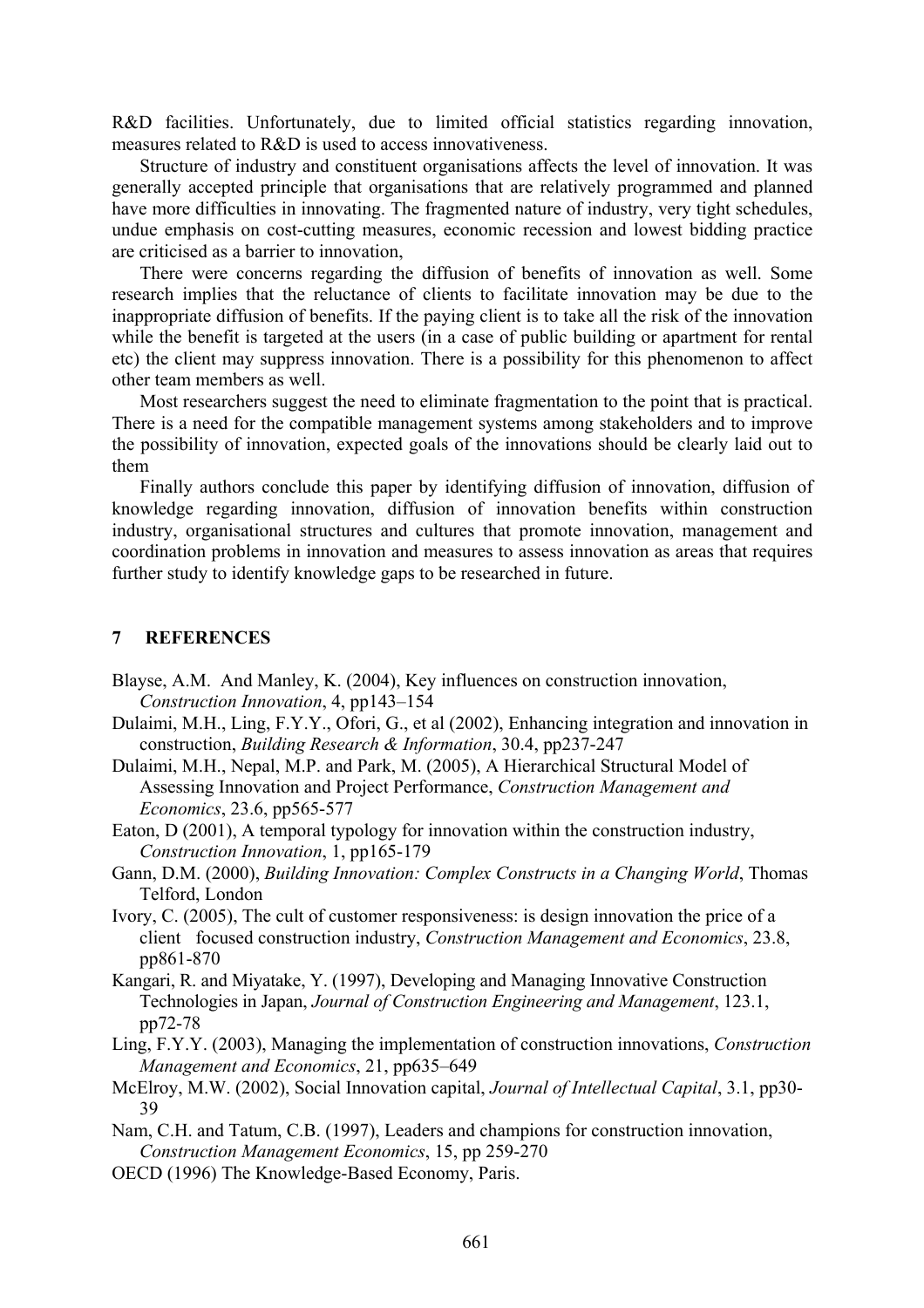R&D facilities. Unfortunately, due to limited official statistics regarding innovation, measures related to R&D is used to access innovativeness.

Structure of industry and constituent organisations affects the level of innovation. It was generally accepted principle that organisations that are relatively programmed and planned have more difficulties in innovating. The fragmented nature of industry, very tight schedules, undue emphasis on cost-cutting measures, economic recession and lowest bidding practice are criticised as a barrier to innovation,

There were concerns regarding the diffusion of benefits of innovation as well. Some research implies that the reluctance of clients to facilitate innovation may be due to the inappropriate diffusion of benefits. If the paying client is to take all the risk of the innovation while the benefit is targeted at the users (in a case of public building or apartment for rental etc) the client may suppress innovation. There is a possibility for this phenomenon to affect other team members as well.

Most researchers suggest the need to eliminate fragmentation to the point that is practical. There is a need for the compatible management systems among stakeholders and to improve the possibility of innovation, expected goals of the innovations should be clearly laid out to them

Finally authors conclude this paper by identifying diffusion of innovation, diffusion of knowledge regarding innovation, diffusion of innovation benefits within construction industry, organisational structures and cultures that promote innovation, management and coordination problems in innovation and measures to assess innovation as areas that requires further study to identify knowledge gaps to be researched in future.

## 7 REFERENCES

Blayse, A.M. And Manley, K. (2004), Key influences on construction innovation, *Construction Innovation*, 4, pp143–154

Dulaimi, M.H., Ling, F.Y.Y., Ofori, G., et al (2002), Enhancing integration and innovation in construction, *Building Research & Information*, 30.4, pp237-247

Dulaimi, M.H., Nepal, M.P. and Park, M. (2005), A Hierarchical Structural Model of Assessing Innovation and Project Performance, *Construction Management and Economics*, 23.6, pp565-577

Eaton, D (2001), A temporal typology for innovation within the construction industry, *Construction Innovation*, 1, pp165-179

Gann, D.M. (2000), *Building Innovation: Complex Constructs in a Changing World*, Thomas Telford, London

Ivory, C. (2005), The cult of customer responsiveness: is design innovation the price of a client focused construction industry, *Construction Management and Economics*, 23.8, pp861-870

Kangari, R. and Miyatake, Y. (1997), Developing and Managing Innovative Construction Technologies in Japan, *Journal of Construction Engineering and Management*, 123.1, pp72-78

Ling, F.Y.Y. (2003), Managing the implementation of construction innovations, *Construction Management and Economics*, 21, pp635–649

McElroy, M.W. (2002), Social Innovation capital, *Journal of Intellectual Capital*, 3.1, pp30-39

Nam, C.H. and Tatum, C.B. (1997), Leaders and champions for construction innovation, *Construction Management Economics*, 15, pp 259-270

OECD (1996) The Knowledge-Based Economy, Paris.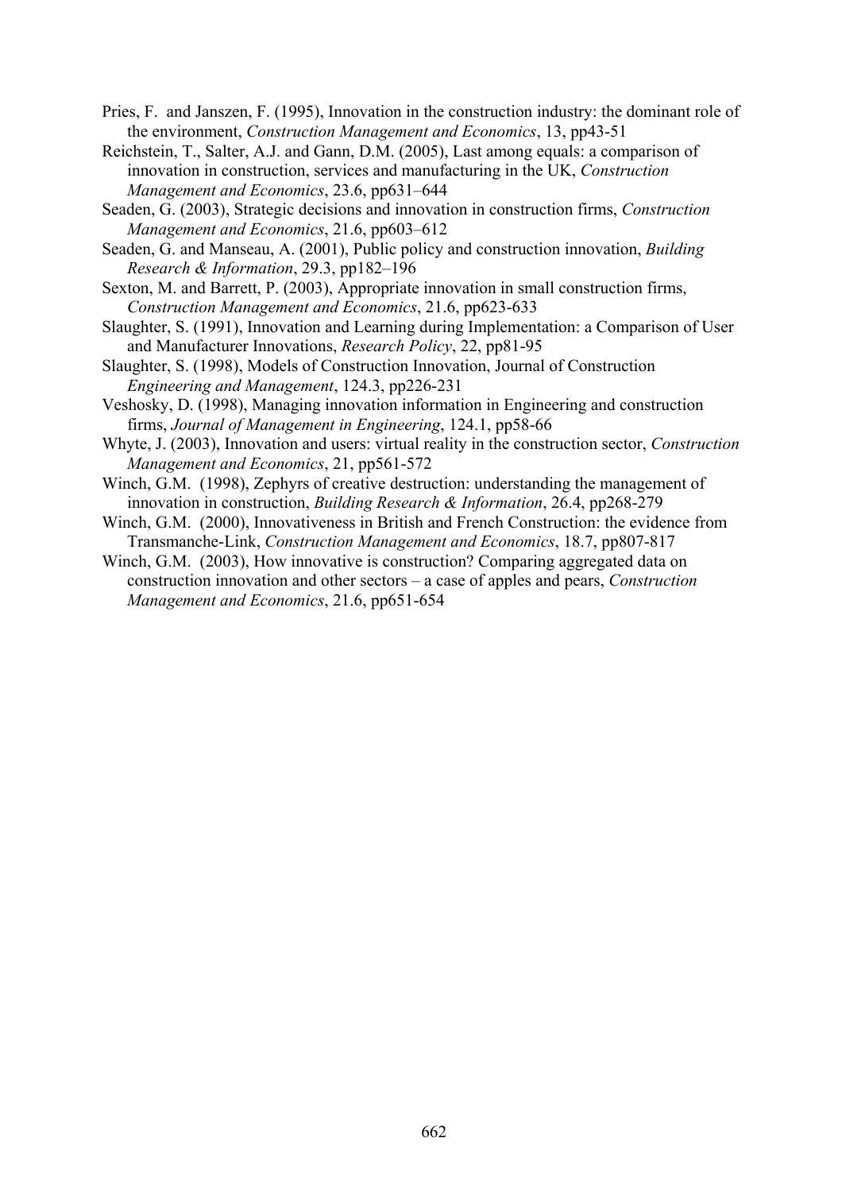Pries, F. and Janszen, F. (1995), Innovation in the construction industry: the dominant role of the environment, *Construction Management and Economics*, 13, pp43-51

Reichstein, T., Salter, A.J. and Gann, D.M. (2005), Last among equals: a comparison of innovation in construction, services and manufacturing in the UK, *Construction Management and Economics*, 23.6, pp631–644

Seaden, G. (2003), Strategic decisions and innovation in construction firms, *Construction Management and Economics*, 21.6, pp603–612

Seaden, G. and Manseau, A. (2001), Public policy and construction innovation, *Building Research & Information*, 29.3, pp182–196

Sexton, M. and Barrett, P. (2003), Appropriate innovation in small construction firms, *Construction Management and Economics*, 21.6, pp623-633

Slaughter, S. (1991), Innovation and Learning during Implementation: a Comparison of User and Manufacturer Innovations, *Research Policy*, 22, pp81-95

Slaughter, S. (1998), Models of Construction Innovation, Journal of Construction *Engineering and Management*, 124.3, pp226-231

Veshosky, D. (1998), Managing innovation information in Engineering and construction firms, *Journal of Management in Engineering*, 124.1, pp58-66

Whyte, J. (2003), Innovation and users: virtual reality in the construction sector, *Construction Management and Economics*, 21, pp561-572

Winch, G.M. (1998), Zephyrs of creative destruction: understanding the management of innovation in construction, *Building Research & Information*, 26.4, pp268-279

Winch, G.M. (2000), Innovativeness in British and French Construction: the evidence from Transmanche-Link, *Construction Management and Economics*, 18.7, pp807-817

Winch, G.M. (2003), How innovative is construction? Comparing aggregated data on construction innovation and other sectors – a case of apples and pears, *Construction Management and Economics*, 21.6, pp651-654